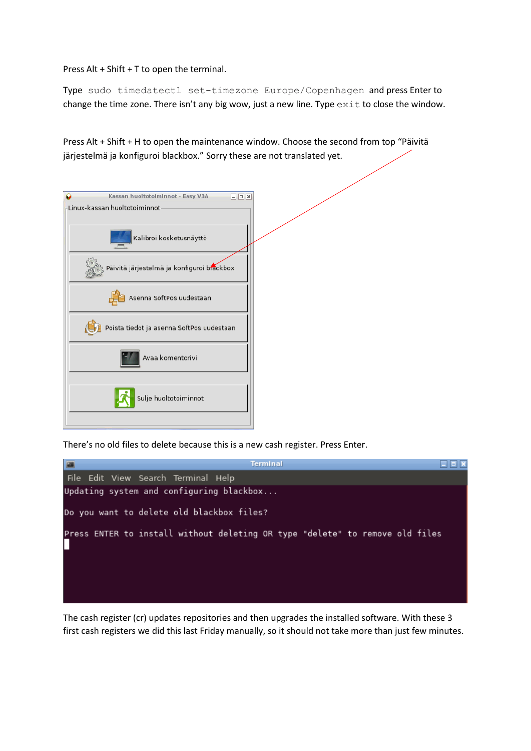Press Alt + Shift + T to open the terminal.

Type `sudo timedatectl set-timezone Europe/Copenhagen` and press Enter to change the time zone. There isn't any big wow, just a new line. Type `exit` to close the window.

Press Alt + Shift + H to open the maintenance window. Choose the second from top "Päivitä järjestelmä ja konfiguroi blackbox." Sorry these are not translated yet.

Kassan huoltotoiminnot - Easy V3A

Linux-kassan huoltotoiminnot

- Kalibroi kosketusnäyttö
- Päivitä järjestelmä ja konfiguroi blackbox
- Asenna SoftPos uudestaan
- Poista tiedot ja asenna SoftPos uudestaan
- Avaa komentorivi
- Sulje huoltotoiminnot

There's no old files to delete because this is a new cash register. Press Enter.

```
Updating system and configuring blackbox...

Do you want to delete old blackbox files?

Press ENTER to install without deleting OR type "delete" to remove old files
```

The cash register (cr) updates repositories and then upgrades the installed software. With these 3 first cash registers we did this last Friday manually, so it should not take more than just few minutes.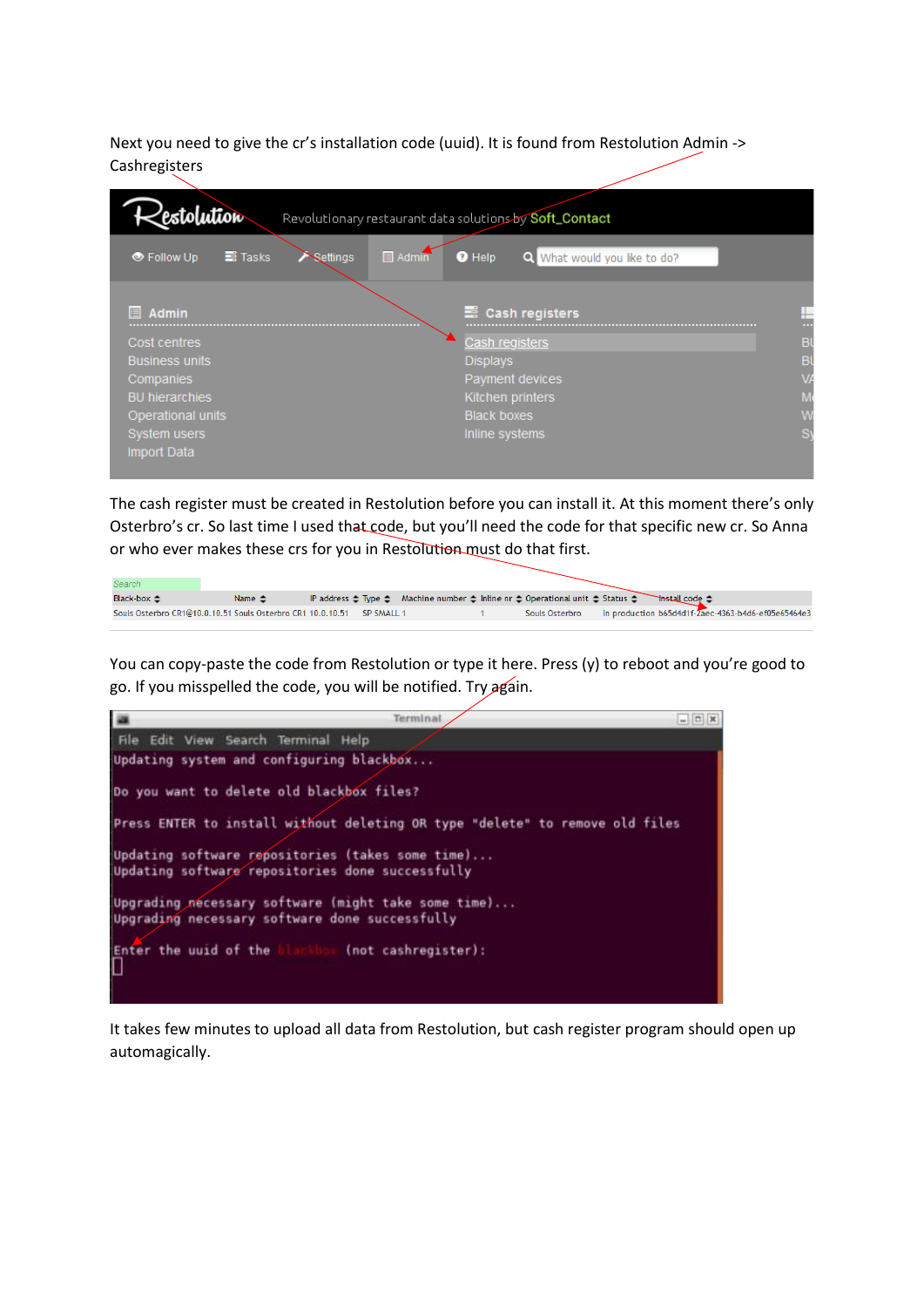Next you need to give the cr's installation code (uuid). It is found from Restolution Admin -> Cashregisters

Restolution

Revolutionary restaurant data solutions by Soft_Contact

Follow Up   Tasks   Settings   Admin   Help   What would you like to do?

**Admin**

Cost centres
Business units
Companies
BU hierarchies
Operational units
System users
Import Data

**Cash registers**

Cash registers
Displays
Payment devices
Kitchen printers
Black boxes
Inline systems

The cash register must be created in Restolution before you can install it. At this moment there's only Osterbro's cr. So last time I used that code, but you'll need the code for that specific new cr. So Anna or who ever makes these crs for you in Restolution must do that first.

Search

| Black-box | Name | IP address | Type | Machine number | Inline nr | Operational unit | Status | Install code |
|---|---|---|---|---|---|---|---|---|
| Souls Osterbro CR1@10.0.10.51 | Souls Osterbro CR1 | 10.0.10.51 | SP SMALL | 1 | 1 | Souls Osterbro | In production | b65d4d1f-2aec-4363-b4d6-ef05e65464e3 |

You can copy-paste the code from Restolution or type it here. Press (y) to reboot and you're good to go. If you misspelled the code, you will be notified. Try again.

```
Terminal
File  Edit  View  Search  Terminal  Help
Updating system and configuring blackbox...

Do you want to delete old blackbox files?

Press ENTER to install without deleting OR type "delete" to remove old files

Updating software repositories (takes some time)...
Updating software repositories done successfully

Upgrading necessary software (might take some time)...
Upgrading necessary software done successfully

Enter the uuid of the blackbox (not cashregister):
```

It takes few minutes to upload all data from Restolution, but cash register program should open up automagically.